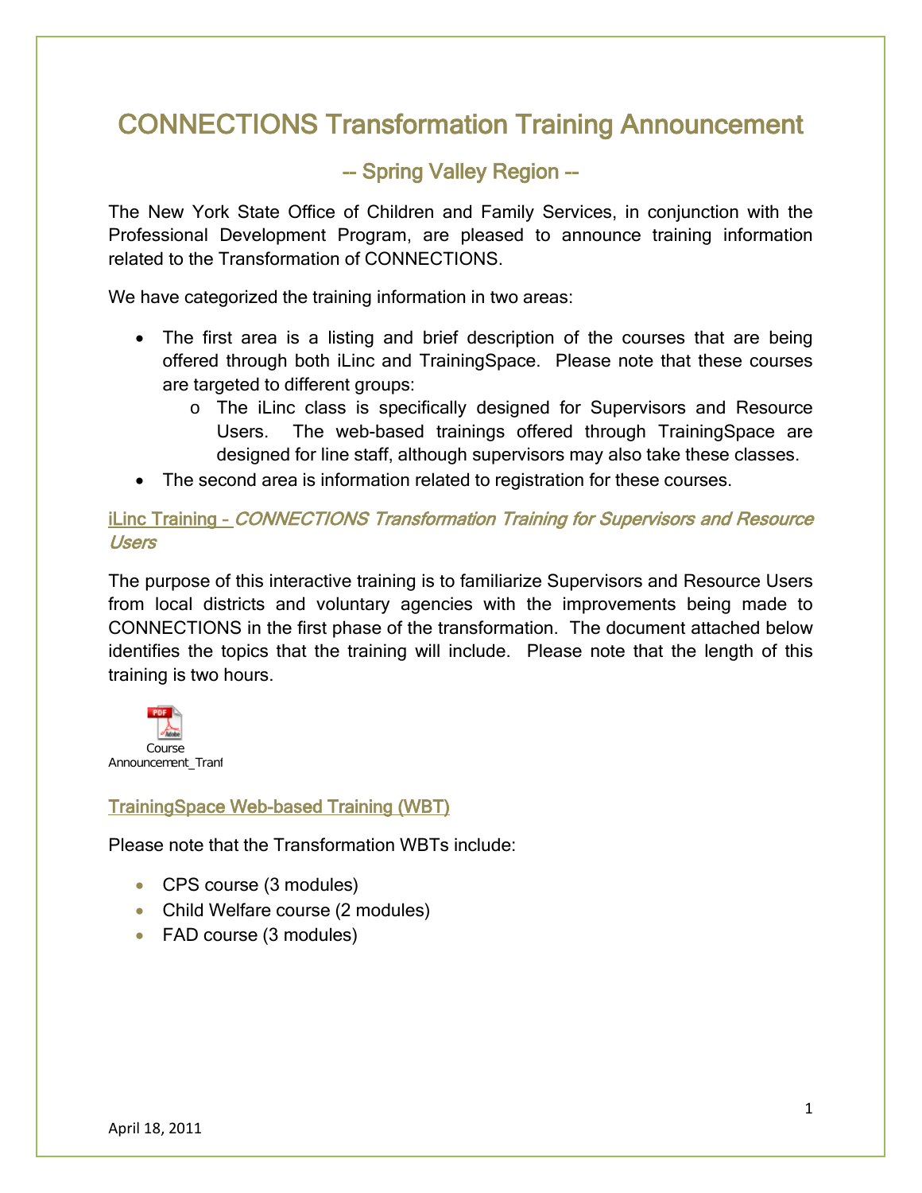# CONNECTIONS Transformation Training Announcement

## -- Spring Valley Region --

The New York State Office of Children and Family Services, in conjunction with the Professional Development Program, are pleased to announce training information related to the Transformation of CONNECTIONS.

We have categorized the training information in two areas:

- The first area is a listing and brief description of the courses that are being offered through both iLinc and TrainingSpace. Please note that these courses are targeted to different groups:
  - The iLinc class is specifically designed for Supervisors and Resource Users. The web-based trainings offered through TrainingSpace are designed for line staff, although supervisors may also take these classes.
- The second area is information related to registration for these courses.

### iLinc Training - *CONNECTIONS Transformation Training for Supervisors and Resource Users*

The purpose of this interactive training is to familiarize Supervisors and Resource Users from local districts and voluntary agencies with the improvements being made to CONNECTIONS in the first phase of the transformation. The document attached below identifies the topics that the training will include. Please note that the length of this training is two hours.

Course Announcement_Tranf

### TrainingSpace Web-based Training (WBT)

Please note that the Transformation WBTs include:

- CPS course (3 modules)
- Child Welfare course (2 modules)
- FAD course (3 modules)

April 18, 2011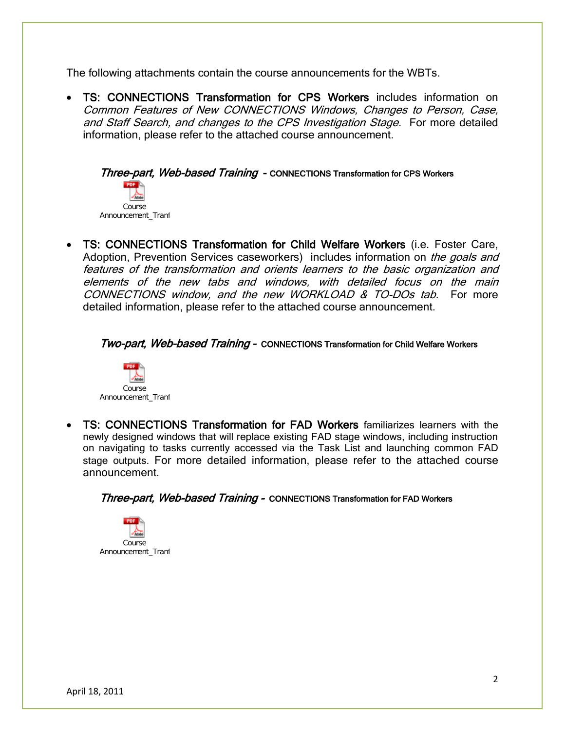The following attachments contain the course announcements for the WBTs.

- **TS: CONNECTIONS Transformation for CPS Workers** includes information on *Common Features of New CONNECTIONS Windows, Changes to Person, Case, and Staff Search, and changes to the CPS Investigation Stage.* For more detailed information, please refer to the attached course announcement.

  ***Three-part, Web-based Training*** **- CONNECTIONS Transformation for CPS Workers**

  Course Announcement_Tranf

- **TS: CONNECTIONS Transformation for Child Welfare Workers** (i.e. Foster Care, Adoption, Prevention Services caseworkers) includes information on *the goals and features of the transformation and orients learners to the basic organization and elements of the new tabs and windows, with detailed focus on the main CONNECTIONS window, and the new WORKLOAD & TO-DOs tab.* For more detailed information, please refer to the attached course announcement.

  ***Two-part, Web-based Training*** **- CONNECTIONS Transformation for Child Welfare Workers**

  Course Announcement_Tranf

- **TS: CONNECTIONS Transformation for FAD Workers** familiarizes learners with the newly designed windows that will replace existing FAD stage windows, including instruction on navigating to tasks currently accessed via the Task List and launching common FAD stage outputs. For more detailed information, please refer to the attached course announcement.

  ***Three-part, Web-based Training*** **- CONNECTIONS Transformation for FAD Workers**

  Course Announcement_Tranf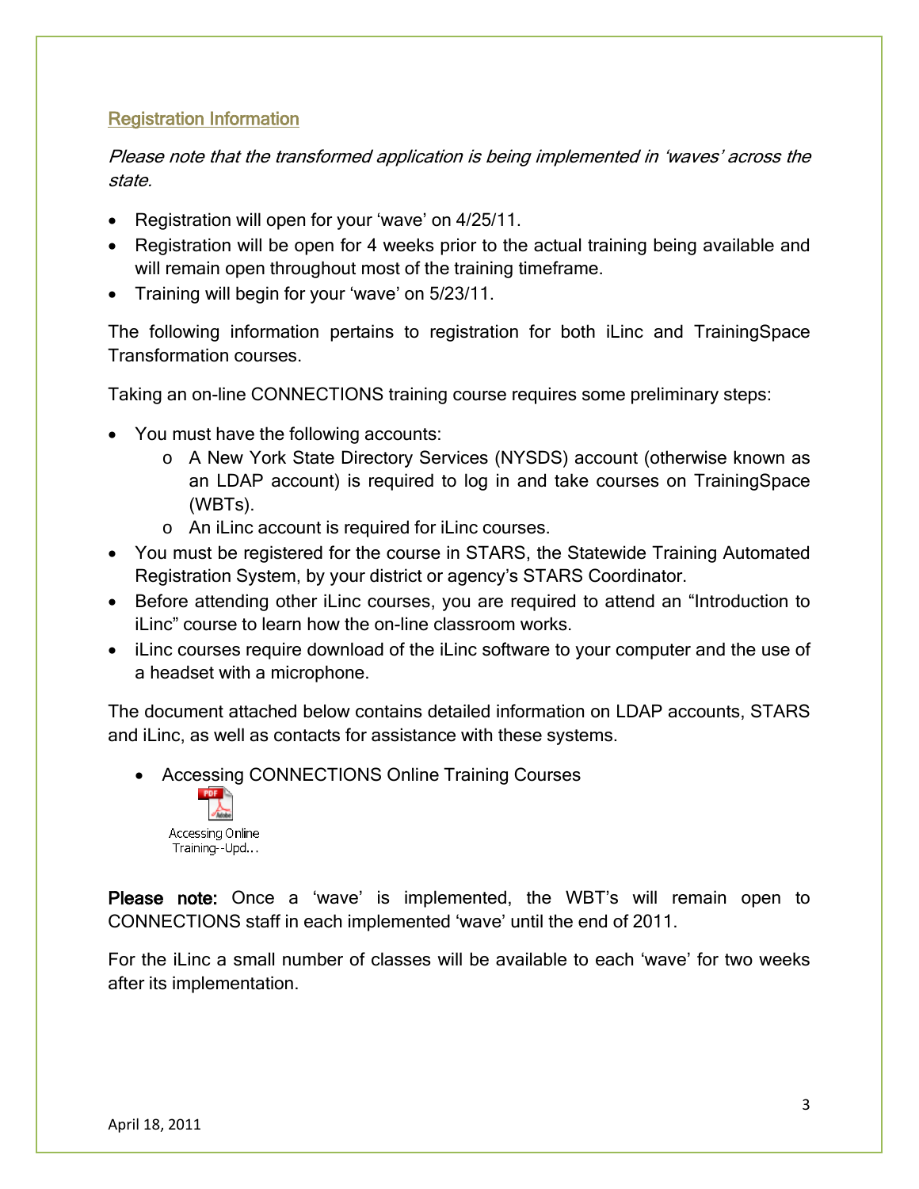## Registration Information

*Please note that the transformed application is being implemented in 'waves' across the state.*

- Registration will open for your 'wave' on 4/25/11.
- Registration will be open for 4 weeks prior to the actual training being available and will remain open throughout most of the training timeframe.
- Training will begin for your 'wave' on 5/23/11.

The following information pertains to registration for both iLinc and TrainingSpace Transformation courses.

Taking an on-line CONNECTIONS training course requires some preliminary steps:

- You must have the following accounts:
  - A New York State Directory Services (NYSDS) account (otherwise known as an LDAP account) is required to log in and take courses on TrainingSpace (WBTs).
  - An iLinc account is required for iLinc courses.
- You must be registered for the course in STARS, the Statewide Training Automated Registration System, by your district or agency's STARS Coordinator.
- Before attending other iLinc courses, you are required to attend an "Introduction to iLinc" course to learn how the on-line classroom works.
- iLinc courses require download of the iLinc software to your computer and the use of a headset with a microphone.

The document attached below contains detailed information on LDAP accounts, STARS and iLinc, as well as contacts for assistance with these systems.

- Accessing CONNECTIONS Online Training Courses

Accessing Online Training--Upd...

**Please note:** Once a 'wave' is implemented, the WBT's will remain open to CONNECTIONS staff in each implemented 'wave' until the end of 2011.

For the iLinc a small number of classes will be available to each 'wave' for two weeks after its implementation.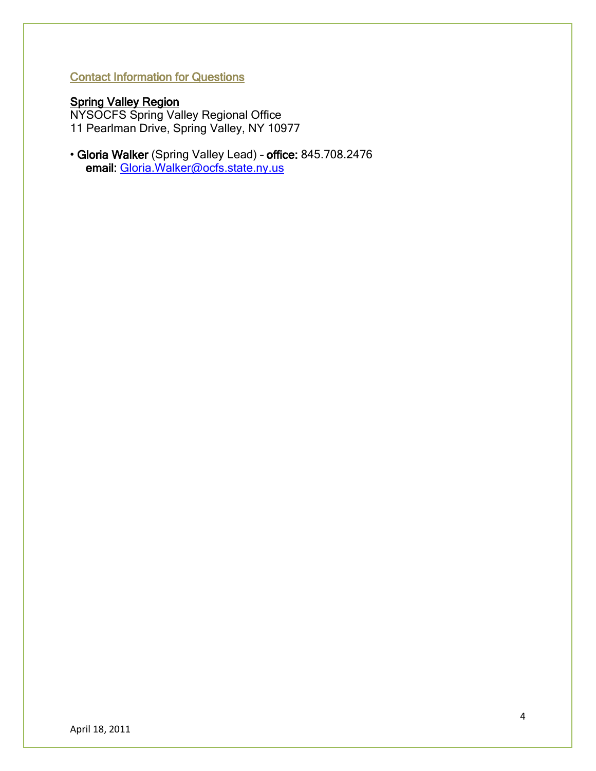## Contact Information for Questions

**Spring Valley Region**

NYSOCFS Spring Valley Regional Office
11 Pearlman Drive, Spring Valley, NY 10977

- **Gloria Walker** (Spring Valley Lead) – **office:** 845.708.2476
  **email:** Gloria.Walker@ocfs.state.ny.us

April 18, 2011